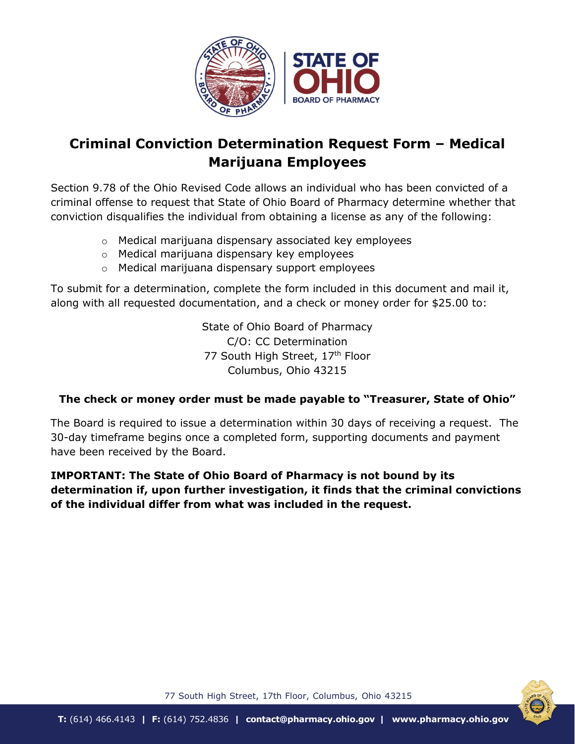# Criminal Conviction Determination Request Form – Medical Marijuana Employees

Section 9.78 of the Ohio Revised Code allows an individual who has been convicted of a criminal offense to request that State of Ohio Board of Pharmacy determine whether that conviction disqualifies the individual from obtaining a license as any of the following:

- Medical marijuana dispensary associated key employees
- Medical marijuana dispensary key employees
- Medical marijuana dispensary support employees

To submit for a determination, complete the form included in this document and mail it, along with all requested documentation, and a check or money order for $25.00 to:

State of Ohio Board of Pharmacy
C/O: CC Determination
77 South High Street, 17th Floor
Columbus, Ohio 43215

**The check or money order must be made payable to "Treasurer, State of Ohio"**

The Board is required to issue a determination within 30 days of receiving a request. The 30-day timeframe begins once a completed form, supporting documents and payment have been received by the Board.

**IMPORTANT: The State of Ohio Board of Pharmacy is not bound by its determination if, upon further investigation, it finds that the criminal convictions of the individual differ from what was included in the request.**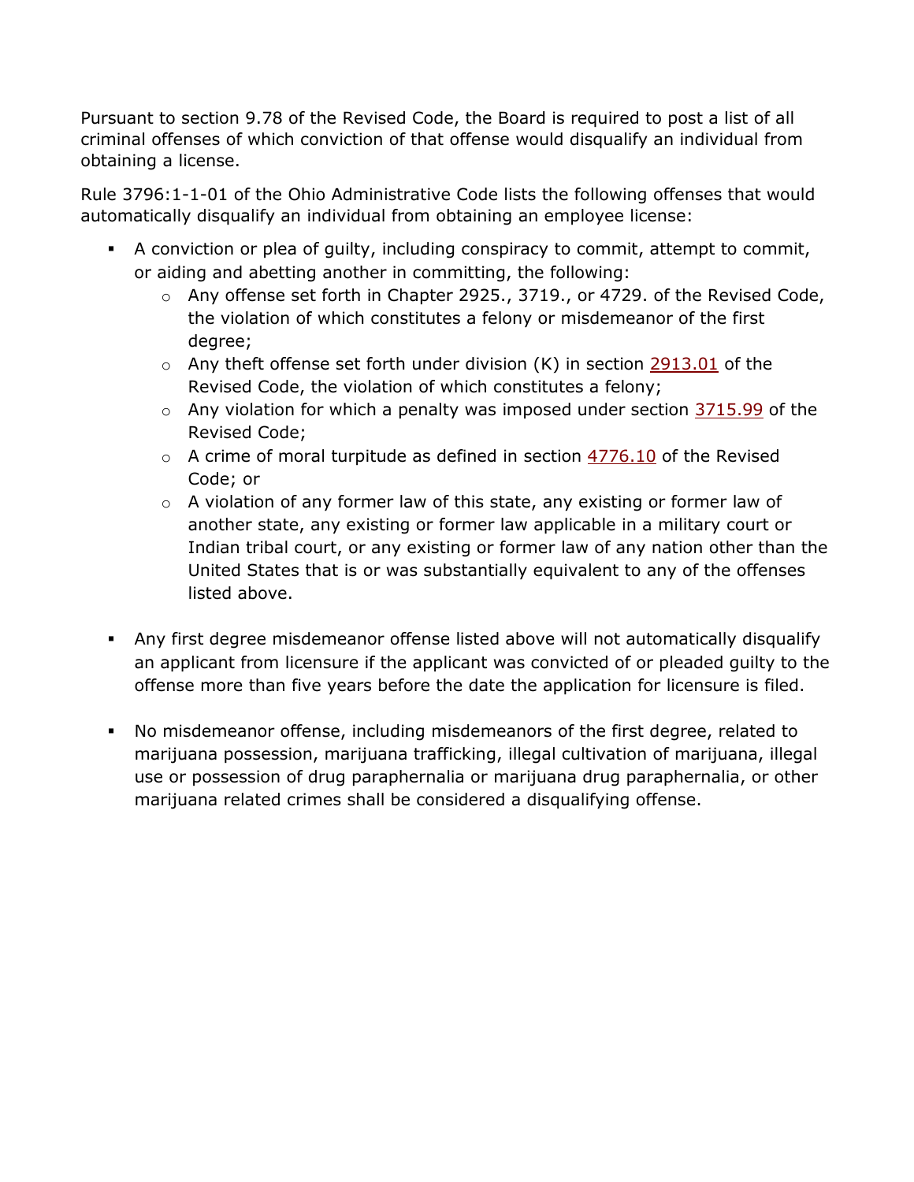Pursuant to section 9.78 of the Revised Code, the Board is required to post a list of all criminal offenses of which conviction of that offense would disqualify an individual from obtaining a license.

Rule 3796:1-1-01 of the Ohio Administrative Code lists the following offenses that would automatically disqualify an individual from obtaining an employee license:

- A conviction or plea of guilty, including conspiracy to commit, attempt to commit, or aiding and abetting another in committing, the following:
  - Any offense set forth in Chapter 2925., 3719., or 4729. of the Revised Code, the violation of which constitutes a felony or misdemeanor of the first degree;
  - Any theft offense set forth under division (K) in section 2913.01 of the Revised Code, the violation of which constitutes a felony;
  - Any violation for which a penalty was imposed under section 3715.99 of the Revised Code;
  - A crime of moral turpitude as defined in section 4776.10 of the Revised Code; or
  - A violation of any former law of this state, any existing or former law of another state, any existing or former law applicable in a military court or Indian tribal court, or any existing or former law of any nation other than the United States that is or was substantially equivalent to any of the offenses listed above.

- Any first degree misdemeanor offense listed above will not automatically disqualify an applicant from licensure if the applicant was convicted of or pleaded guilty to the offense more than five years before the date the application for licensure is filed.

- No misdemeanor offense, including misdemeanors of the first degree, related to marijuana possession, marijuana trafficking, illegal cultivation of marijuana, illegal use or possession of drug paraphernalia or marijuana drug paraphernalia, or other marijuana related crimes shall be considered a disqualifying offense.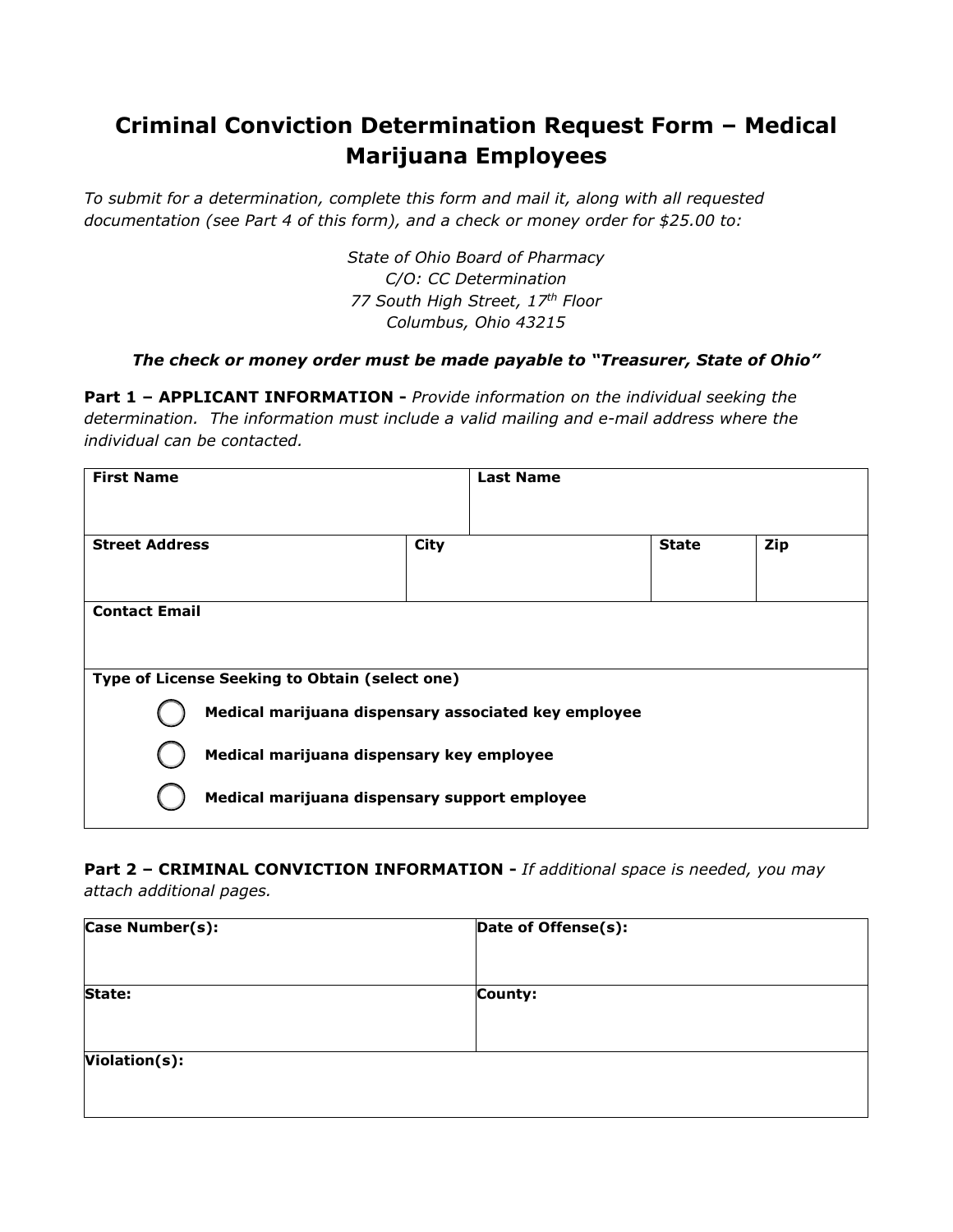# Criminal Conviction Determination Request Form – Medical Marijuana Employees

*To submit for a determination, complete this form and mail it, along with all requested documentation (see Part 4 of this form), and a check or money order for $25.00 to:*

*State of Ohio Board of Pharmacy*
*C/O: CC Determination*
*77 South High Street, 17th Floor*
*Columbus, Ohio 43215*

***The check or money order must be made payable to "Treasurer, State of Ohio"***

**Part 1 – APPLICANT INFORMATION -** *Provide information on the individual seeking the determination. The information must include a valid mailing and e-mail address where the individual can be contacted.*

| **First Name** | | **Last Name** | |
|---|---|---|---|
| | | | |
| **Street Address** | **City** | **State** | **Zip** |
| | | | |
| **Contact Email** | | | |
| | | | |

**Type of License Seeking to Obtain (select one)**

- ◯ **Medical marijuana dispensary associated key employee**
- ◯ **Medical marijuana dispensary key employee**
- ◯ **Medical marijuana dispensary support employee**

**Part 2 – CRIMINAL CONVICTION INFORMATION -** *If additional space is needed, you may attach additional pages.*

| **Case Number(s):** | **Date of Offense(s):** |
|---|---|
| | |
| **State:** | **County:** |
| | |
| **Violation(s):** | |
| | |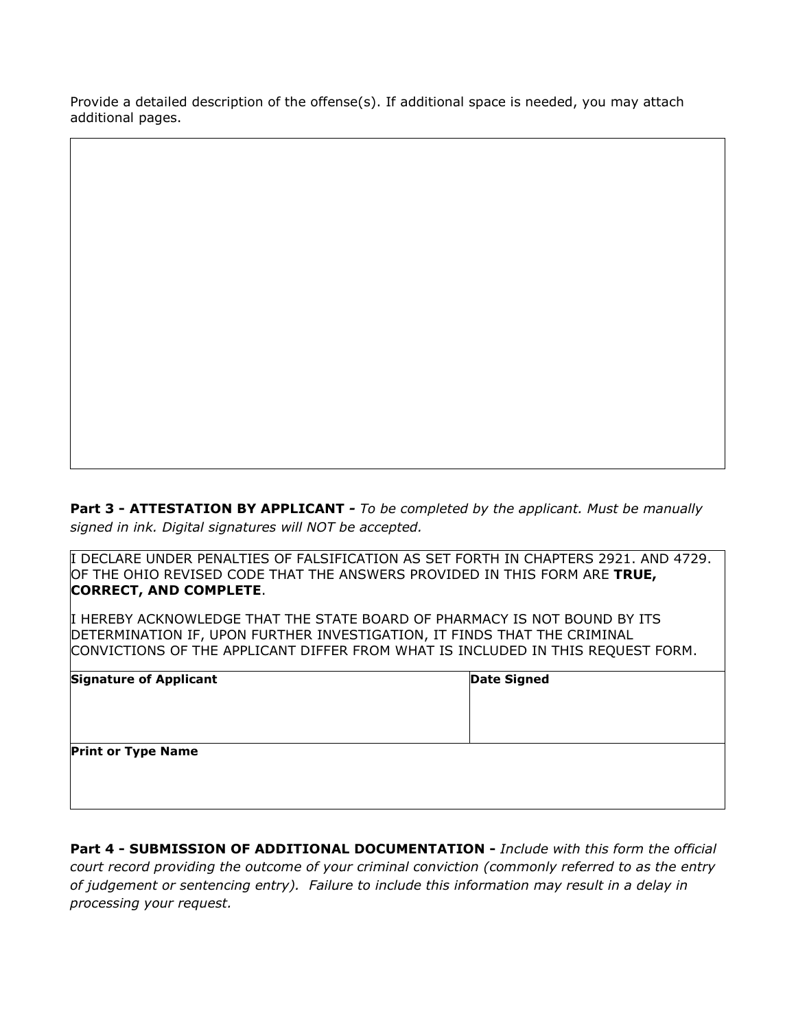Provide a detailed description of the offense(s). If additional space is needed, you may attach additional pages.

| |
|---|
| |

**Part 3 - ATTESTATION BY APPLICANT -** *To be completed by the applicant. Must be manually signed in ink. Digital signatures will NOT be accepted.*

I DECLARE UNDER PENALTIES OF FALSIFICATION AS SET FORTH IN CHAPTERS 2921. AND 4729. OF THE OHIO REVISED CODE THAT THE ANSWERS PROVIDED IN THIS FORM ARE **TRUE, CORRECT, AND COMPLETE**.

I HEREBY ACKNOWLEDGE THAT THE STATE BOARD OF PHARMACY IS NOT BOUND BY ITS DETERMINATION IF, UPON FURTHER INVESTIGATION, IT FINDS THAT THE CRIMINAL CONVICTIONS OF THE APPLICANT DIFFER FROM WHAT IS INCLUDED IN THIS REQUEST FORM.

| **Signature of Applicant** | **Date Signed** |
|---|---|
| **Print or Type Name** | |

**Part 4 - SUBMISSION OF ADDITIONAL DOCUMENTATION -** *Include with this form the official court record providing the outcome of your criminal conviction (commonly referred to as the entry of judgement or sentencing entry). Failure to include this information may result in a delay in processing your request.*